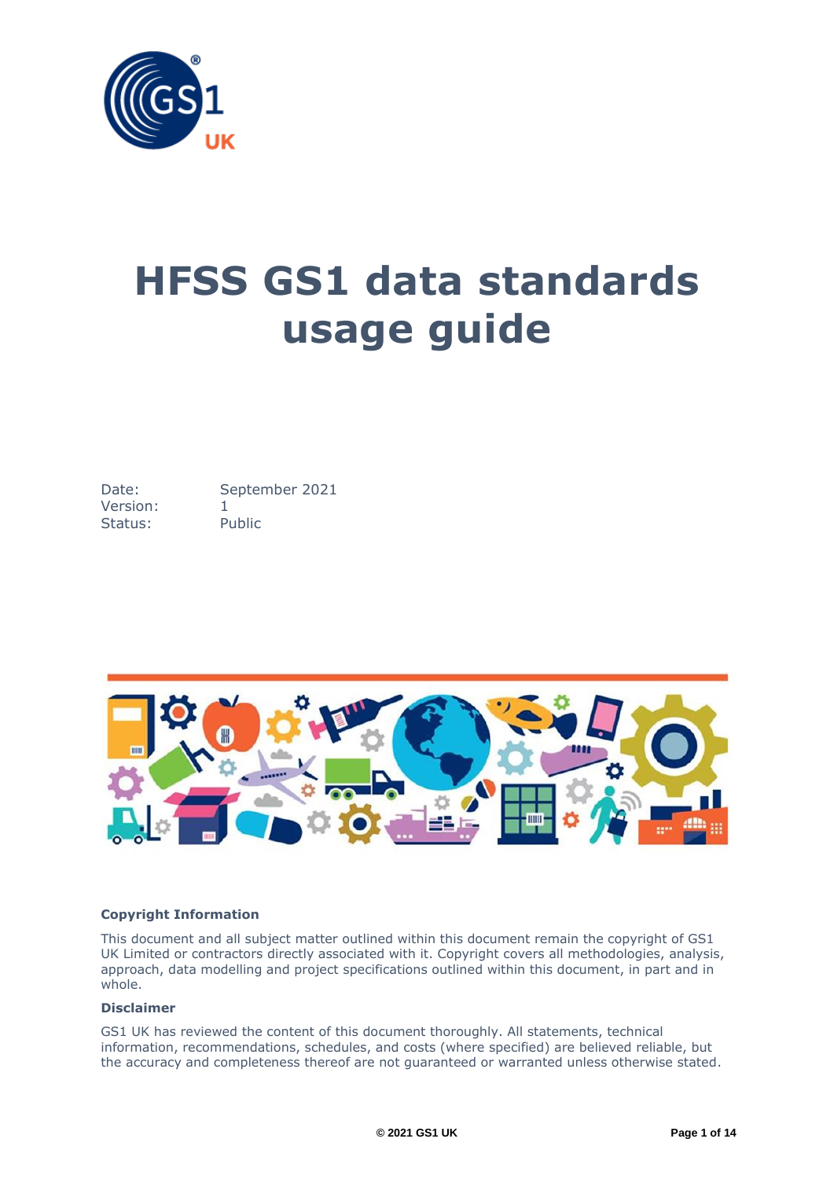# HFSS GS1 data standards usage guide

Date: September 2021
Version: 1
Status: Public

**Copyright Information**

This document and all subject matter outlined within this document remain the copyright of GS1 UK Limited or contractors directly associated with it. Copyright covers all methodologies, analysis, approach, data modelling and project specifications outlined within this document, in part and in whole.

**Disclaimer**

GS1 UK has reviewed the content of this document thoroughly. All statements, technical information, recommendations, schedules, and costs (where specified) are believed reliable, but the accuracy and completeness thereof are not guaranteed or warranted unless otherwise stated.

© 2021 GS1 UK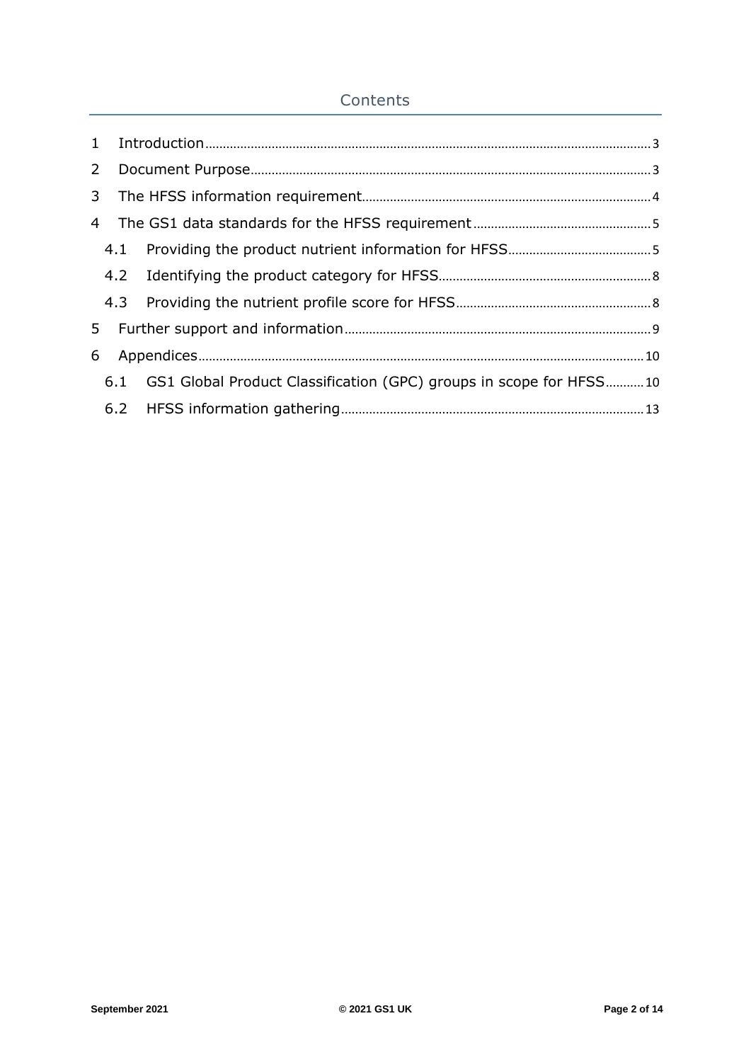# Contents

1 Introduction ..... 3

2 Document Purpose ..... 3

3 The HFSS information requirement ..... 4

4 The GS1 data standards for the HFSS requirement ..... 5

  4.1 Providing the product nutrient information for HFSS ..... 5

  4.2 Identifying the product category for HFSS ..... 8

  4.3 Providing the nutrient profile score for HFSS ..... 8

5 Further support and information ..... 9

6 Appendices ..... 10

  6.1 GS1 Global Product Classification (GPC) groups in scope for HFSS ..... 10

  6.2 HFSS information gathering ..... 13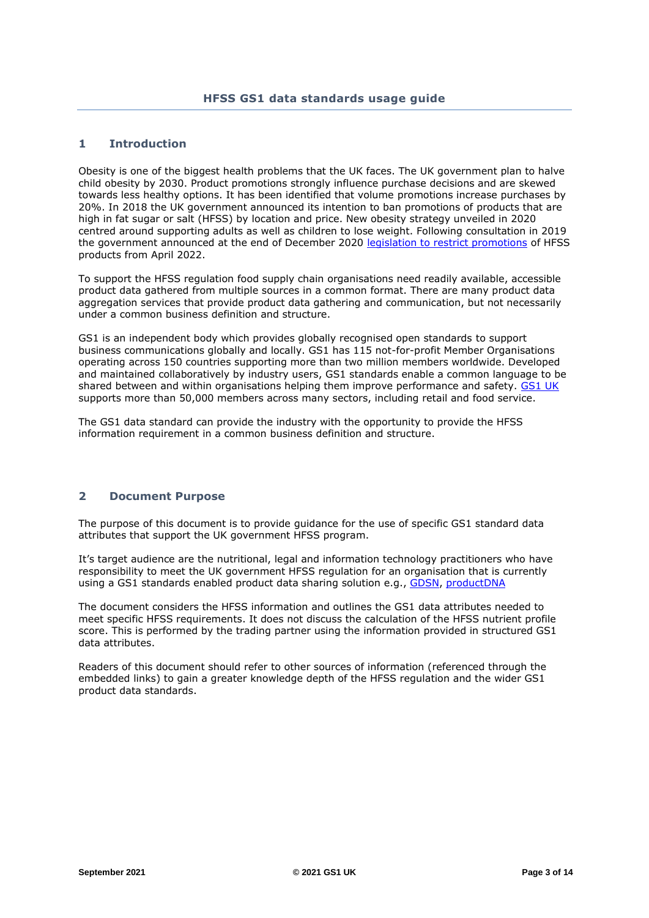# HFSS GS1 data standards usage guide

## 1 Introduction

Obesity is one of the biggest health problems that the UK faces. The UK government plan to halve child obesity by 2030. Product promotions strongly influence purchase decisions and are skewed towards less healthy options. It has been identified that volume promotions increase purchases by 20%. In 2018 the UK government announced its intention to ban promotions of products that are high in fat sugar or salt (HFSS) by location and price. New obesity strategy unveiled in 2020 centred around supporting adults as well as children to lose weight. Following consultation in 2019 the government announced at the end of December 2020 legislation to restrict promotions of HFSS products from April 2022.

To support the HFSS regulation food supply chain organisations need readily available, accessible product data gathered from multiple sources in a common format. There are many product data aggregation services that provide product data gathering and communication, but not necessarily under a common business definition and structure.

GS1 is an independent body which provides globally recognised open standards to support business communications globally and locally. GS1 has 115 not-for-profit Member Organisations operating across 150 countries supporting more than two million members worldwide. Developed and maintained collaboratively by industry users, GS1 standards enable a common language to be shared between and within organisations helping them improve performance and safety. GS1 UK supports more than 50,000 members across many sectors, including retail and food service.

The GS1 data standard can provide the industry with the opportunity to provide the HFSS information requirement in a common business definition and structure.

## 2 Document Purpose

The purpose of this document is to provide guidance for the use of specific GS1 standard data attributes that support the UK government HFSS program.

It's target audience are the nutritional, legal and information technology practitioners who have responsibility to meet the UK government HFSS regulation for an organisation that is currently using a GS1 standards enabled product data sharing solution e.g., GDSN, productDNA

The document considers the HFSS information and outlines the GS1 data attributes needed to meet specific HFSS requirements. It does not discuss the calculation of the HFSS nutrient profile score. This is performed by the trading partner using the information provided in structured GS1 data attributes.

Readers of this document should refer to other sources of information (referenced through the embedded links) to gain a greater knowledge depth of the HFSS regulation and the wider GS1 product data standards.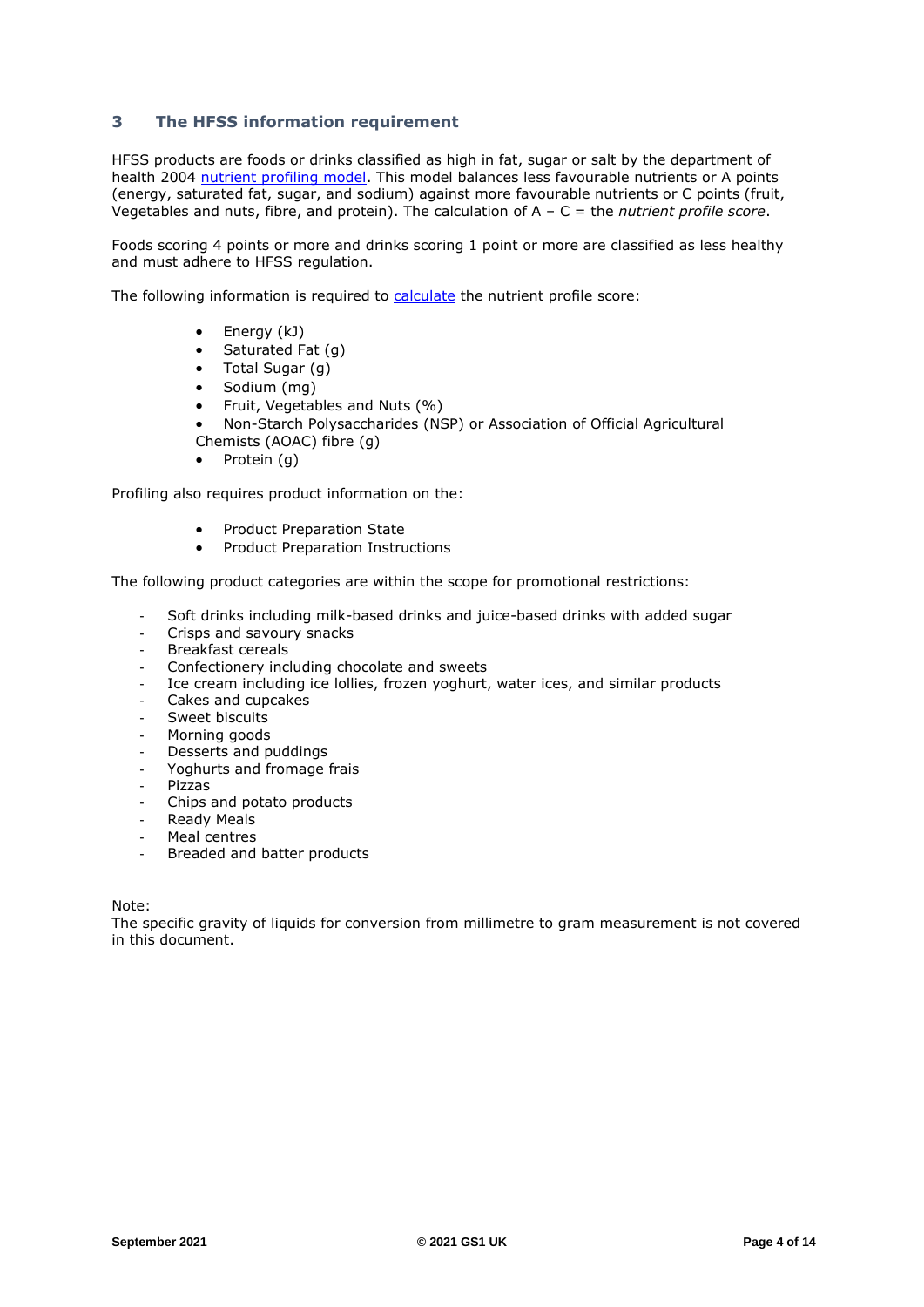## 3 The HFSS information requirement

HFSS products are foods or drinks classified as high in fat, sugar or salt by the department of health 2004 nutrient profiling model. This model balances less favourable nutrients or A points (energy, saturated fat, sugar, and sodium) against more favourable nutrients or C points (fruit, Vegetables and nuts, fibre, and protein). The calculation of A – C = the *nutrient profile score*.

Foods scoring 4 points or more and drinks scoring 1 point or more are classified as less healthy and must adhere to HFSS regulation.

The following information is required to calculate the nutrient profile score:

- Energy (kJ)
- Saturated Fat (g)
- Total Sugar (g)
- Sodium (mg)
- Fruit, Vegetables and Nuts (%)
- Non-Starch Polysaccharides (NSP) or Association of Official Agricultural Chemists (AOAC) fibre (g)
- Protein (g)

Profiling also requires product information on the:

- Product Preparation State
- Product Preparation Instructions

The following product categories are within the scope for promotional restrictions:

- Soft drinks including milk-based drinks and juice-based drinks with added sugar
- Crisps and savoury snacks
- Breakfast cereals
- Confectionery including chocolate and sweets
- Ice cream including ice lollies, frozen yoghurt, water ices, and similar products
- Cakes and cupcakes
- Sweet biscuits
- Morning goods
- Desserts and puddings
- Yoghurts and fromage frais
- Pizzas
- Chips and potato products
- Ready Meals
- Meal centres
- Breaded and batter products

Note:
The specific gravity of liquids for conversion from millimetre to gram measurement is not covered in this document.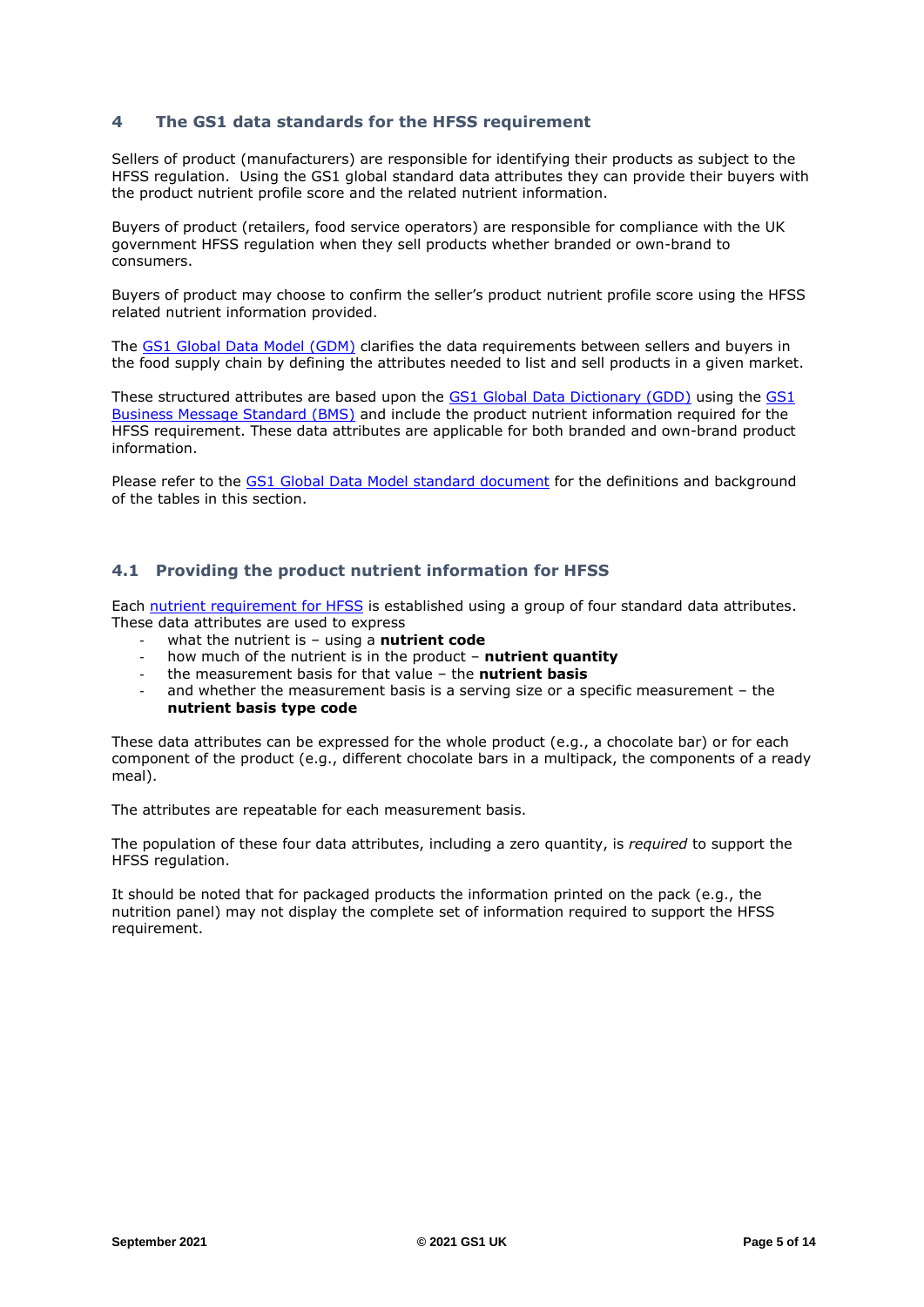## 4 The GS1 data standards for the HFSS requirement

Sellers of product (manufacturers) are responsible for identifying their products as subject to the HFSS regulation. Using the GS1 global standard data attributes they can provide their buyers with the product nutrient profile score and the related nutrient information.

Buyers of product (retailers, food service operators) are responsible for compliance with the UK government HFSS regulation when they sell products whether branded or own-brand to consumers.

Buyers of product may choose to confirm the seller's product nutrient profile score using the HFSS related nutrient information provided.

The GS1 Global Data Model (GDM) clarifies the data requirements between sellers and buyers in the food supply chain by defining the attributes needed to list and sell products in a given market.

These structured attributes are based upon the GS1 Global Data Dictionary (GDD) using the GS1 Business Message Standard (BMS) and include the product nutrient information required for the HFSS requirement. These data attributes are applicable for both branded and own-brand product information.

Please refer to the GS1 Global Data Model standard document for the definitions and background of the tables in this section.

### 4.1 Providing the product nutrient information for HFSS

Each nutrient requirement for HFSS is established using a group of four standard data attributes. These data attributes are used to express

- what the nutrient is – using a **nutrient code**
- how much of the nutrient is in the product – **nutrient quantity**
- the measurement basis for that value – the **nutrient basis**
- and whether the measurement basis is a serving size or a specific measurement – the **nutrient basis type code**

These data attributes can be expressed for the whole product (e.g., a chocolate bar) or for each component of the product (e.g., different chocolate bars in a multipack, the components of a ready meal).

The attributes are repeatable for each measurement basis.

The population of these four data attributes, including a zero quantity, is *required* to support the HFSS regulation.

It should be noted that for packaged products the information printed on the pack (e.g., the nutrition panel) may not display the complete set of information required to support the HFSS requirement.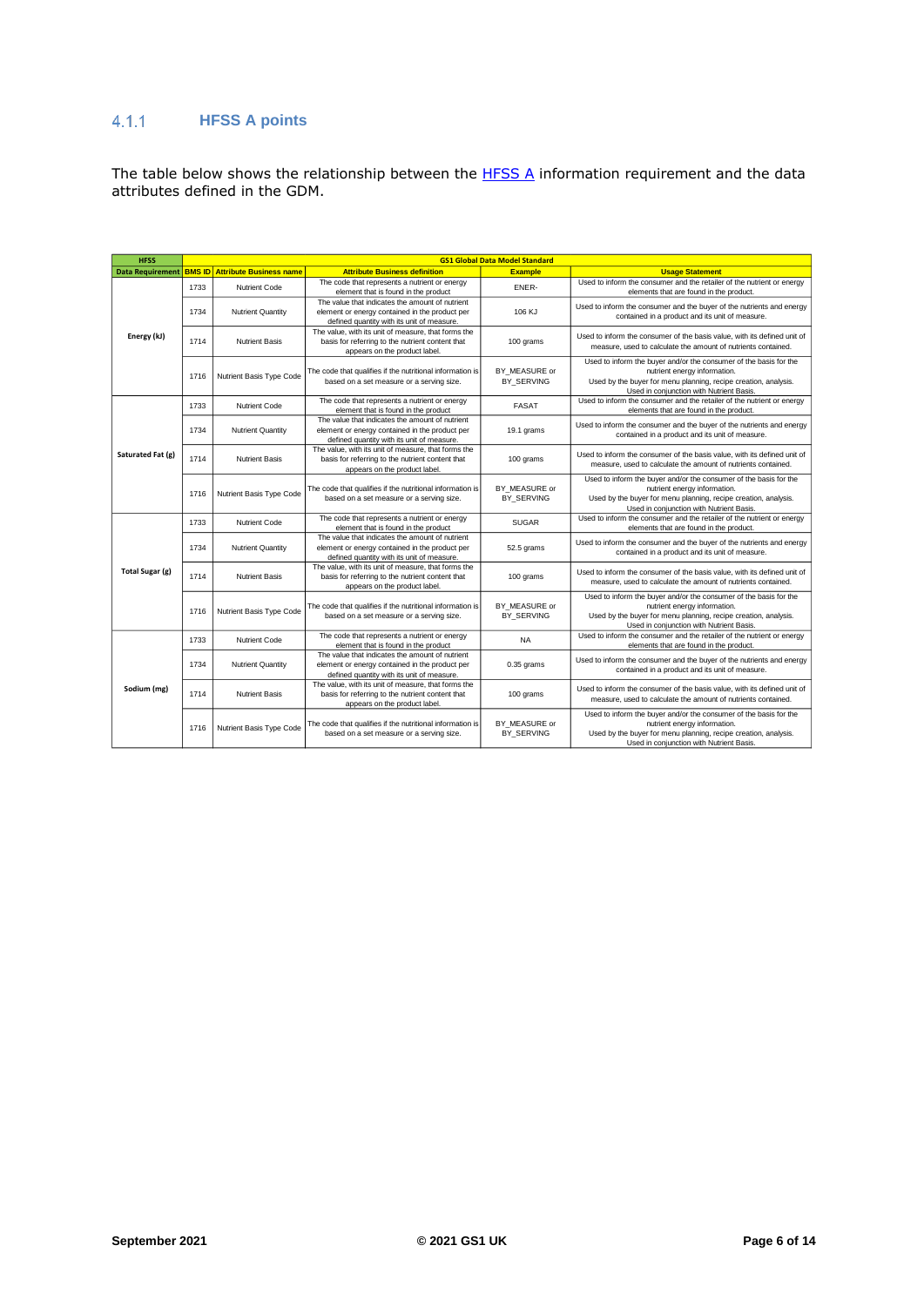### 4.1.1 HFSS A points

The table below shows the relationship between the HFSS A information requirement and the data attributes defined in the GDM.

| HFSS | GS1 Global Data Model Standard | | | | |
|---|---|---|---|---|---|
| Data Requirement | BMS ID | Attribute Business name | Attribute Business definition | Example | Usage Statement |
| Energy (kJ) | 1733 | Nutrient Code | The code that represents a nutrient or energy element that is found in the product | ENER- | Used to inform the consumer and the retailer of the nutrient or energy elements that are found in the product. |
| | 1734 | Nutrient Quantity | The value that indicates the amount of nutrient element or energy contained in the product per defined quantity with its unit of measure. | 106 KJ | Used to inform the consumer and the buyer of the nutrients and energy contained in a product and its unit of measure. |
| | 1714 | Nutrient Basis | The value, with its unit of measure, that forms the basis for referring to the nutrient content that appears on the product label. | 100 grams | Used to inform the consumer of the basis value, with its defined unit of measure, used to calculate the amount of nutrients contained. |
| | 1716 | Nutrient Basis Type Code | The code that qualifies if the nutritional information is based on a set measure or a serving size. | BY_MEASURE or BY_SERVING | Used to inform the buyer and/or the consumer of the basis for the nutrient energy information. Used by the buyer for menu planning, recipe creation, analysis. Used in conjunction with Nutrient Basis. |
| Saturated Fat (g) | 1733 | Nutrient Code | The code that represents a nutrient or energy element that is found in the product | FASAT | Used to inform the consumer and the retailer of the nutrient or energy elements that are found in the product. |
| | 1734 | Nutrient Quantity | The value that indicates the amount of nutrient element or energy contained in the product per defined quantity with its unit of measure. | 19.1 grams | Used to inform the consumer and the buyer of the nutrients and energy contained in a product and its unit of measure. |
| | 1714 | Nutrient Basis | The value, with its unit of measure, that forms the basis for referring to the nutrient content that appears on the product label. | 100 grams | Used to inform the consumer of the basis value, with its defined unit of measure, used to calculate the amount of nutrients contained. |
| | 1716 | Nutrient Basis Type Code | The code that qualifies if the nutritional information is based on a set measure or a serving size. | BY_MEASURE or BY_SERVING | Used to inform the buyer and/or the consumer of the basis for the nutrient energy information. Used by the buyer for menu planning, recipe creation, analysis. Used in conjunction with Nutrient Basis. |
| Total Sugar (g) | 1733 | Nutrient Code | The code that represents a nutrient or energy element that is found in the product | SUGAR | Used to inform the consumer and the retailer of the nutrient or energy elements that are found in the product. |
| | 1734 | Nutrient Quantity | The value that indicates the amount of nutrient element or energy contained in the product per defined quantity with its unit of measure. | 52.5 grams | Used to inform the consumer and the buyer of the nutrients and energy contained in a product and its unit of measure. |
| | 1714 | Nutrient Basis | The value, with its unit of measure, that forms the basis for referring to the nutrient content that appears on the product label. | 100 grams | Used to inform the consumer of the basis value, with its defined unit of measure, used to calculate the amount of nutrients contained. |
| | 1716 | Nutrient Basis Type Code | The code that qualifies if the nutritional information is based on a set measure or a serving size. | BY_MEASURE or BY_SERVING | Used to inform the buyer and/or the consumer of the basis for the nutrient energy information. Used by the buyer for menu planning, recipe creation, analysis. Used in conjunction with Nutrient Basis. |
| Sodium (mg) | 1733 | Nutrient Code | The code that represents a nutrient or energy element that is found in the product | NA | Used to inform the consumer and the retailer of the nutrient or energy elements that are found in the product. |
| | 1734 | Nutrient Quantity | The value that indicates the amount of nutrient element or energy contained in the product per defined quantity with its unit of measure. | 0.35 grams | Used to inform the consumer and the buyer of the nutrients and energy contained in a product and its unit of measure. |
| | 1714 | Nutrient Basis | The value, with its unit of measure, that forms the basis for referring to the nutrient content that appears on the product label. | 100 grams | Used to inform the consumer of the basis value, with its defined unit of measure, used to calculate the amount of nutrients contained. |
| | 1716 | Nutrient Basis Type Code | The code that qualifies if the nutritional information is based on a set measure or a serving size. | BY_MEASURE or BY_SERVING | Used to inform the buyer and/or the consumer of the basis for the nutrient energy information. Used by the buyer for menu planning, recipe creation, analysis. Used in conjunction with Nutrient Basis. |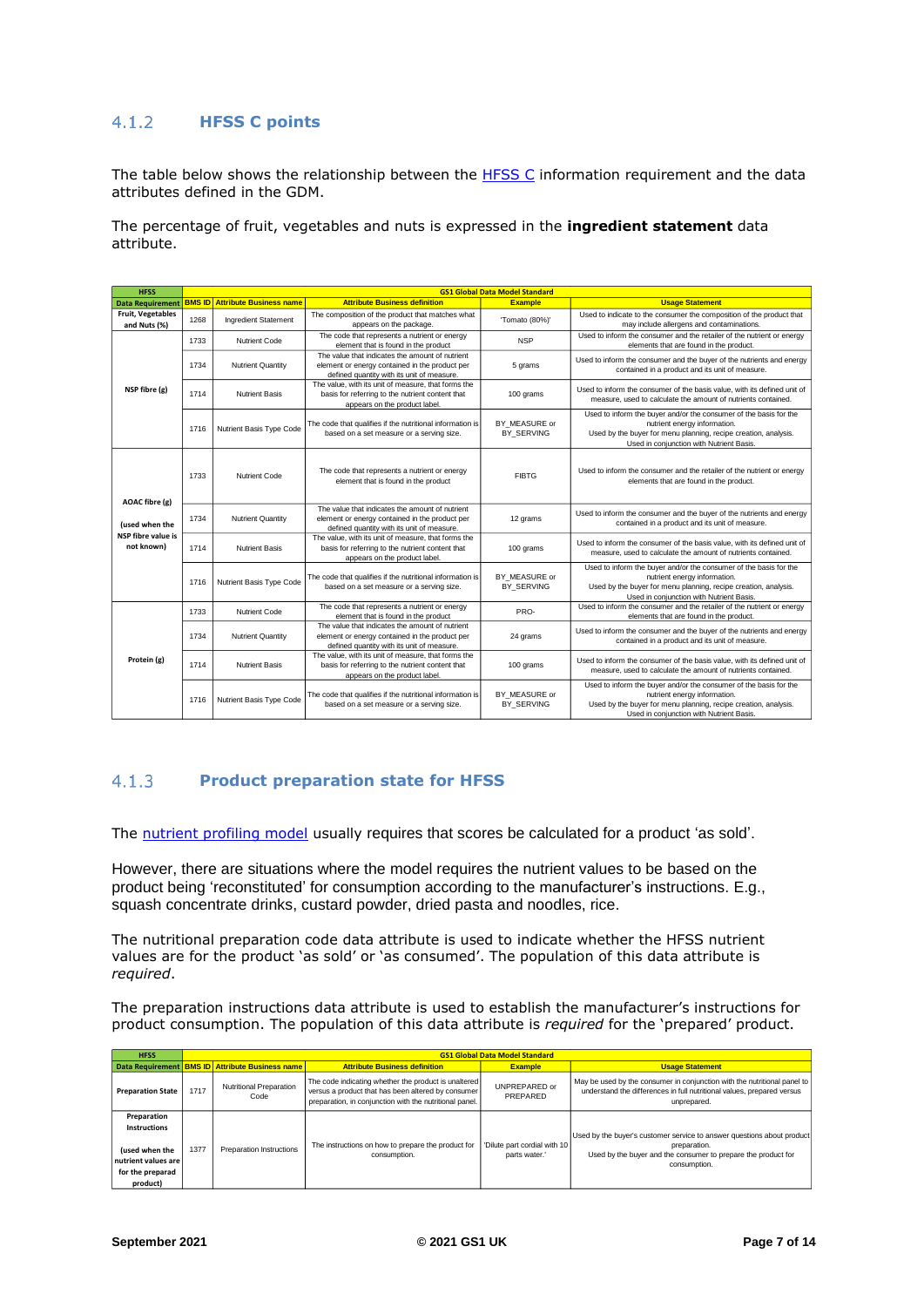### 4.1.2 HFSS C points

The table below shows the relationship between the HFSS C information requirement and the data attributes defined in the GDM.

The percentage of fruit, vegetables and nuts is expressed in the **ingredient statement** data attribute.

| HFSS | GS1 Global Data Model Standard | | | | |
|---|---|---|---|---|---|
| **Data Requirement** | **BMS ID** | **Attribute Business name** | **Attribute Business definition** | **Example** | **Usage Statement** |
| **Fruit, Vegetables and Nuts (%)** | 1268 | Ingredient Statement | The composition of the product that matches what appears on the package. | 'Tomato (80%)' | Used to indicate to the consumer the composition of the product that may include allergens and contaminations. |
| **NSP fibre (g)** | 1733 | Nutrient Code | The code that represents a nutrient or energy element that is found in the product | NSP | Used to inform the consumer and the retailer of the nutrient or energy elements that are found in the product. |
| | 1734 | Nutrient Quantity | The value that indicates the amount of nutrient element or energy contained in the product per defined quantity with its unit of measure. | 5 grams | Used to inform the consumer and the buyer of the nutrients and energy contained in a product and its unit of measure. |
| | 1714 | Nutrient Basis | The value, with its unit of measure, that forms the basis for referring to the nutrient content that appears on the product label. | 100 grams | Used to inform the consumer of the basis value, with its defined unit of measure, used to calculate the amount of nutrients contained. |
| | 1716 | Nutrient Basis Type Code | The code that qualifies if the nutritional information is based on a set measure or a serving size. | BY_MEASURE or BY_SERVING | Used to inform the buyer and/or the consumer of the basis for the nutrient energy information. Used by the buyer for menu planning, recipe creation, analysis. Used in conjunction with Nutrient Basis. |
| **AOAC fibre (g) (used when the NSP fibre value is not known)** | 1733 | Nutrient Code | The code that represents a nutrient or energy element that is found in the product | FIBTG | Used to inform the consumer and the retailer of the nutrient or energy elements that are found in the product. |
| | 1734 | Nutrient Quantity | The value that indicates the amount of nutrient element or energy contained in the product per defined quantity with its unit of measure. | 12 grams | Used to inform the consumer and the buyer of the nutrients and energy contained in a product and its unit of measure. |
| | 1714 | Nutrient Basis | The value, with its unit of measure, that forms the basis for referring to the nutrient content that appears on the product label. | 100 grams | Used to inform the consumer of the basis value, with its defined unit of measure, used to calculate the amount of nutrients contained. |
| | 1716 | Nutrient Basis Type Code | The code that qualifies if the nutritional information is based on a set measure or a serving size. | BY_MEASURE or BY_SERVING | Used to inform the buyer and/or the consumer of the basis for the nutrient energy information. Used by the buyer for menu planning, recipe creation, analysis. Used in conjunction with Nutrient Basis. |
| **Protein (g)** | 1733 | Nutrient Code | The code that represents a nutrient or energy element that is found in the product | PRO- | Used to inform the consumer and the retailer of the nutrient or energy elements that are found in the product. |
| | 1734 | Nutrient Quantity | The value that indicates the amount of nutrient element or energy contained in the product per defined quantity with its unit of measure. | 24 grams | Used to inform the consumer and the buyer of the nutrients and energy contained in a product and its unit of measure. |
| | 1714 | Nutrient Basis | The value, with its unit of measure, that forms the basis for referring to the nutrient content that appears on the product label. | 100 grams | Used to inform the consumer of the basis value, with its defined unit of measure, used to calculate the amount of nutrients contained. |
| | 1716 | Nutrient Basis Type Code | The code that qualifies if the nutritional information is based on a set measure or a serving size. | BY_MEASURE or BY_SERVING | Used to inform the buyer and/or the consumer of the basis for the nutrient energy information. Used by the buyer for menu planning, recipe creation, analysis. Used in conjunction with Nutrient Basis. |

### 4.1.3 Product preparation state for HFSS

The nutrient profiling model usually requires that scores be calculated for a product 'as sold'.

However, there are situations where the model requires the nutrient values to be based on the product being 'reconstituted' for consumption according to the manufacturer's instructions. E.g., squash concentrate drinks, custard powder, dried pasta and noodles, rice.

The nutritional preparation code data attribute is used to indicate whether the HFSS nutrient values are for the product 'as sold' or 'as consumed'. The population of this data attribute is *required*.

The preparation instructions data attribute is used to establish the manufacturer's instructions for product consumption. The population of this data attribute is *required* for the 'prepared' product.

| HFSS | GS1 Global Data Model Standard | | | | |
|---|---|---|---|---|---|
| **Data Requirement** | **BMS ID** | **Attribute Business name** | **Attribute Business definition** | **Example** | **Usage Statement** |
| **Preparation State** | 1717 | Nutritional Preparation Code | The code indicating whether the product is unaltered versus a product that has been altered by consumer preparation, in conjunction with the nutritional panel. | UNPREPARED or PREPARED | May be used by the consumer in conjunction with the nutritional panel to understand the differences in full nutritional values, prepared versus unprepared. |
| **Preparation Instructions (used when the nutrient values are for the prepared product)** | 1377 | Preparation Instructions | The instructions on how to prepare the product for consumption. | 'Dilute part cordial with 10 parts water.' | Used by the buyer's customer service to answer questions about product preparation. Used by the buyer and the consumer to prepare the product for consumption. |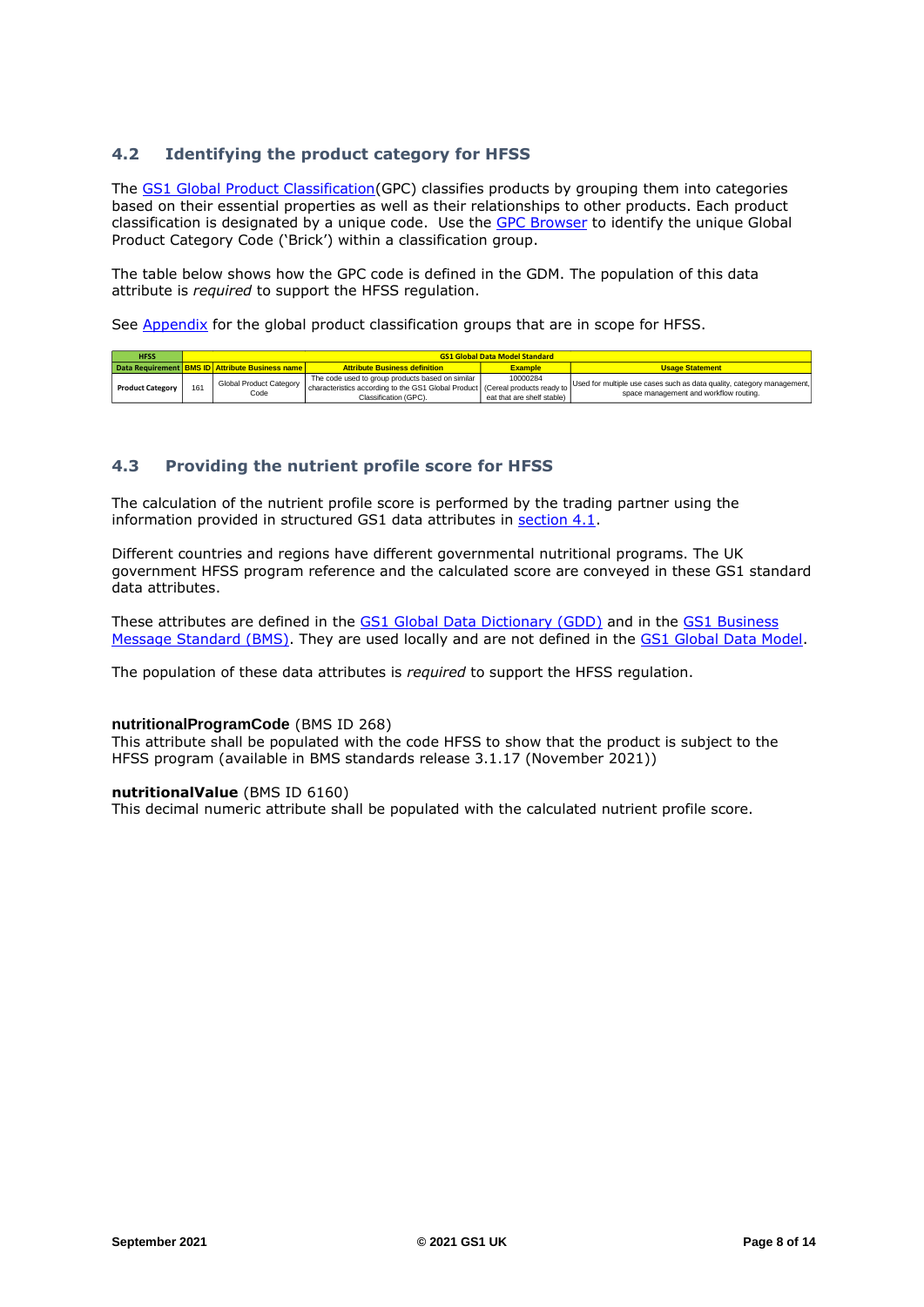## 4.2 Identifying the product category for HFSS

The GS1 Global Product Classification(GPC) classifies products by grouping them into categories based on their essential properties as well as their relationships to other products. Each product classification is designated by a unique code. Use the GPC Browser to identify the unique Global Product Category Code ('Brick') within a classification group.

The table below shows how the GPC code is defined in the GDM. The population of this data attribute is *required* to support the HFSS regulation.

See Appendix for the global product classification groups that are in scope for HFSS.

| HFSS | GS1 Global Data Model Standard | | | | |
|---|---|---|---|---|---|
| **Data Requirement** | **BMS ID** | **Attribute Business name** | **Attribute Business definition** | **Example** | **Usage Statement** |
| **Product Category** | 161 | Global Product Category Code | The code used to group products based on similar characteristics according to the GS1 Global Product Classification (GPC). | 10000284 (Cereal products ready to eat that are shelf stable) | Used for multiple use cases such as data quality, category management, space management and workflow routing. |

## 4.3 Providing the nutrient profile score for HFSS

The calculation of the nutrient profile score is performed by the trading partner using the information provided in structured GS1 data attributes in section 4.1.

Different countries and regions have different governmental nutritional programs. The UK government HFSS program reference and the calculated score are conveyed in these GS1 standard data attributes.

These attributes are defined in the GS1 Global Data Dictionary (GDD) and in the GS1 Business Message Standard (BMS). They are used locally and are not defined in the GS1 Global Data Model.

The population of these data attributes is *required* to support the HFSS regulation.

**nutritionalProgramCode** (BMS ID 268)
This attribute shall be populated with the code HFSS to show that the product is subject to the HFSS program (available in BMS standards release 3.1.17 (November 2021))

**nutritionalValue** (BMS ID 6160)
This decimal numeric attribute shall be populated with the calculated nutrient profile score.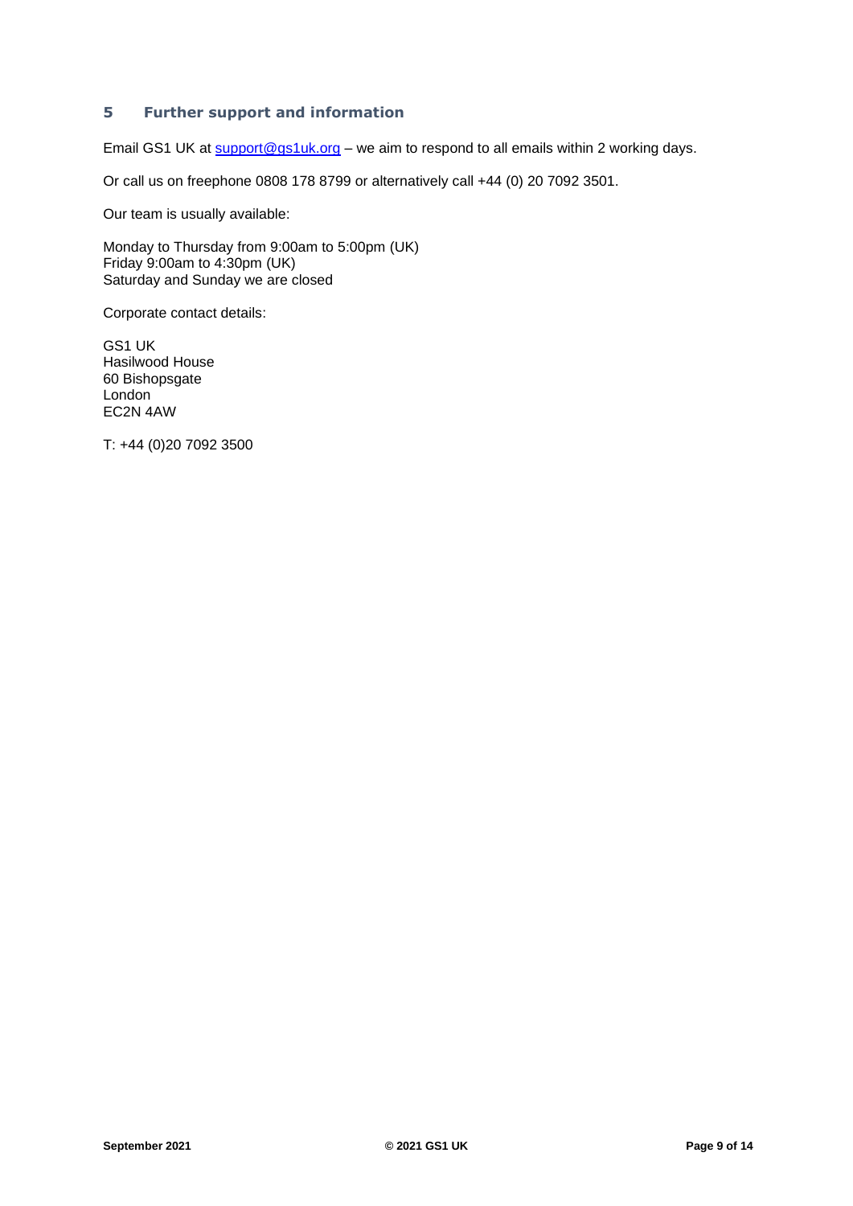## 5 Further support and information

Email GS1 UK at support@gs1uk.org – we aim to respond to all emails within 2 working days.

Or call us on freephone 0808 178 8799 or alternatively call +44 (0) 20 7092 3501.

Our team is usually available:

Monday to Thursday from 9:00am to 5:00pm (UK)  
Friday 9:00am to 4:30pm (UK)  
Saturday and Sunday we are closed

Corporate contact details:

GS1 UK  
Hasilwood House  
60 Bishopsgate  
London  
EC2N 4AW

T: +44 (0)20 7092 3500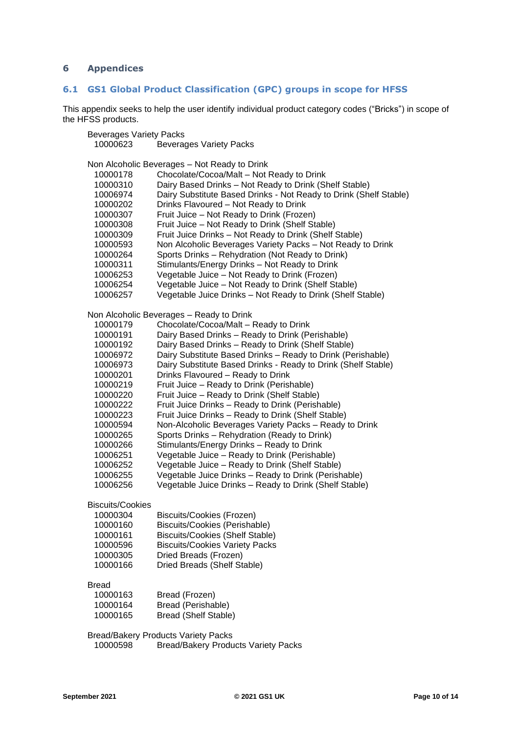# 6 Appendices

## 6.1 GS1 Global Product Classification (GPC) groups in scope for HFSS

This appendix seeks to help the user identify individual product category codes ("Bricks") in scope of the HFSS products.

Beverages Variety Packs

| | |
|---|---|
| 10000623 | Beverages Variety Packs |

Non Alcoholic Beverages – Not Ready to Drink

| | |
|---|---|
| 10000178 | Chocolate/Cocoa/Malt – Not Ready to Drink |
| 10000310 | Dairy Based Drinks – Not Ready to Drink (Shelf Stable) |
| 10006974 | Dairy Substitute Based Drinks - Not Ready to Drink (Shelf Stable) |
| 10000202 | Drinks Flavoured – Not Ready to Drink |
| 10000307 | Fruit Juice – Not Ready to Drink (Frozen) |
| 10000308 | Fruit Juice – Not Ready to Drink (Shelf Stable) |
| 10000309 | Fruit Juice Drinks – Not Ready to Drink (Shelf Stable) |
| 10000593 | Non Alcoholic Beverages Variety Packs – Not Ready to Drink |
| 10000264 | Sports Drinks – Rehydration (Not Ready to Drink) |
| 10000311 | Stimulants/Energy Drinks – Not Ready to Drink |
| 10006253 | Vegetable Juice – Not Ready to Drink (Frozen) |
| 10006254 | Vegetable Juice – Not Ready to Drink (Shelf Stable) |
| 10006257 | Vegetable Juice Drinks – Not Ready to Drink (Shelf Stable) |

Non Alcoholic Beverages – Ready to Drink

| | |
|---|---|
| 10000179 | Chocolate/Cocoa/Malt – Ready to Drink |
| 10000191 | Dairy Based Drinks – Ready to Drink (Perishable) |
| 10000192 | Dairy Based Drinks – Ready to Drink (Shelf Stable) |
| 10006972 | Dairy Substitute Based Drinks – Ready to Drink (Perishable) |
| 10006973 | Dairy Substitute Based Drinks - Ready to Drink (Shelf Stable) |
| 10000201 | Drinks Flavoured – Ready to Drink |
| 10000219 | Fruit Juice – Ready to Drink (Perishable) |
| 10000220 | Fruit Juice – Ready to Drink (Shelf Stable) |
| 10000222 | Fruit Juice Drinks – Ready to Drink (Perishable) |
| 10000223 | Fruit Juice Drinks – Ready to Drink (Shelf Stable) |
| 10000594 | Non-Alcoholic Beverages Variety Packs – Ready to Drink |
| 10000265 | Sports Drinks – Rehydration (Ready to Drink) |
| 10000266 | Stimulants/Energy Drinks – Ready to Drink |
| 10006251 | Vegetable Juice – Ready to Drink (Perishable) |
| 10006252 | Vegetable Juice – Ready to Drink (Shelf Stable) |
| 10006255 | Vegetable Juice Drinks – Ready to Drink (Perishable) |
| 10006256 | Vegetable Juice Drinks – Ready to Drink (Shelf Stable) |

Biscuits/Cookies

| | |
|---|---|
| 10000304 | Biscuits/Cookies (Frozen) |
| 10000160 | Biscuits/Cookies (Perishable) |
| 10000161 | Biscuits/Cookies (Shelf Stable) |
| 10000596 | Biscuits/Cookies Variety Packs |
| 10000305 | Dried Breads (Frozen) |
| 10000166 | Dried Breads (Shelf Stable) |

Bread

| | |
|---|---|
| 10000163 | Bread (Frozen) |
| 10000164 | Bread (Perishable) |
| 10000165 | Bread (Shelf Stable) |

Bread/Bakery Products Variety Packs

| | |
|---|---|
| 10000598 | Bread/Bakery Products Variety Packs |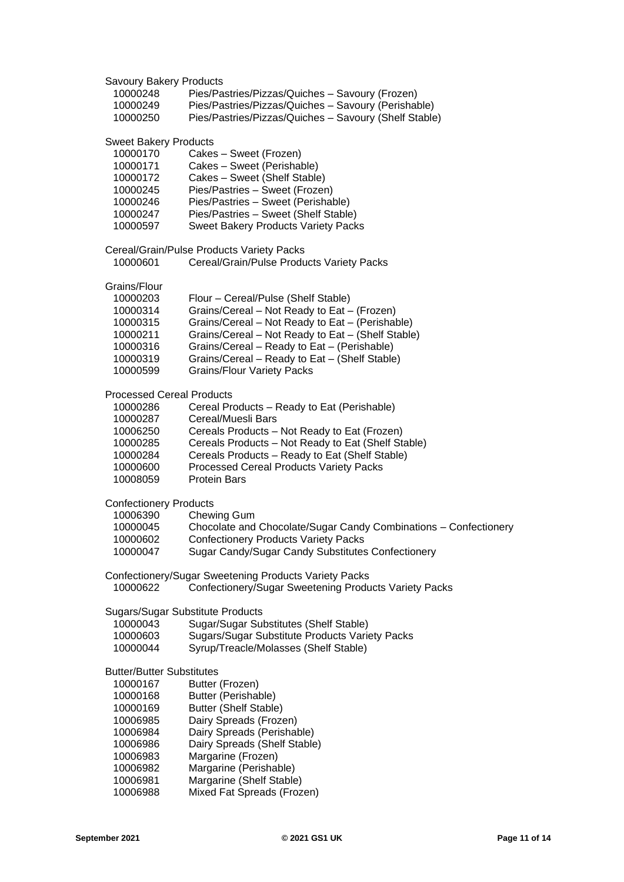Savoury Bakery Products

| | |
|---|---|
| 10000248 | Pies/Pastries/Pizzas/Quiches – Savoury (Frozen) |
| 10000249 | Pies/Pastries/Pizzas/Quiches – Savoury (Perishable) |
| 10000250 | Pies/Pastries/Pizzas/Quiches – Savoury (Shelf Stable) |

Sweet Bakery Products

| | |
|---|---|
| 10000170 | Cakes – Sweet (Frozen) |
| 10000171 | Cakes – Sweet (Perishable) |
| 10000172 | Cakes – Sweet (Shelf Stable) |
| 10000245 | Pies/Pastries – Sweet (Frozen) |
| 10000246 | Pies/Pastries – Sweet (Perishable) |
| 10000247 | Pies/Pastries – Sweet (Shelf Stable) |
| 10000597 | Sweet Bakery Products Variety Packs |

Cereal/Grain/Pulse Products Variety Packs

| | |
|---|---|
| 10000601 | Cereal/Grain/Pulse Products Variety Packs |

Grains/Flour

| | |
|---|---|
| 10000203 | Flour – Cereal/Pulse (Shelf Stable) |
| 10000314 | Grains/Cereal – Not Ready to Eat – (Frozen) |
| 10000315 | Grains/Cereal – Not Ready to Eat – (Perishable) |
| 10000211 | Grains/Cereal – Not Ready to Eat – (Shelf Stable) |
| 10000316 | Grains/Cereal – Ready to Eat – (Perishable) |
| 10000319 | Grains/Cereal – Ready to Eat – (Shelf Stable) |
| 10000599 | Grains/Flour Variety Packs |

Processed Cereal Products

| | |
|---|---|
| 10000286 | Cereal Products – Ready to Eat (Perishable) |
| 10000287 | Cereal/Muesli Bars |
| 10006250 | Cereals Products – Not Ready to Eat (Frozen) |
| 10000285 | Cereals Products – Not Ready to Eat (Shelf Stable) |
| 10000284 | Cereals Products – Ready to Eat (Shelf Stable) |
| 10000600 | Processed Cereal Products Variety Packs |
| 10008059 | Protein Bars |

Confectionery Products

| | |
|---|---|
| 10006390 | Chewing Gum |
| 10000045 | Chocolate and Chocolate/Sugar Candy Combinations – Confectionery |
| 10000602 | Confectionery Products Variety Packs |
| 10000047 | Sugar Candy/Sugar Candy Substitutes Confectionery |

Confectionery/Sugar Sweetening Products Variety Packs

| | |
|---|---|
| 10000622 | Confectionery/Sugar Sweetening Products Variety Packs |

Sugars/Sugar Substitute Products

| | |
|---|---|
| 10000043 | Sugar/Sugar Substitutes (Shelf Stable) |
| 10000603 | Sugars/Sugar Substitute Products Variety Packs |
| 10000044 | Syrup/Treacle/Molasses (Shelf Stable) |

Butter/Butter Substitutes

| | |
|---|---|
| 10000167 | Butter (Frozen) |
| 10000168 | Butter (Perishable) |
| 10000169 | Butter (Shelf Stable) |
| 10006985 | Dairy Spreads (Frozen) |
| 10006984 | Dairy Spreads (Perishable) |
| 10006986 | Dairy Spreads (Shelf Stable) |
| 10006983 | Margarine (Frozen) |
| 10006982 | Margarine (Perishable) |
| 10006981 | Margarine (Shelf Stable) |
| 10006988 | Mixed Fat Spreads (Frozen) |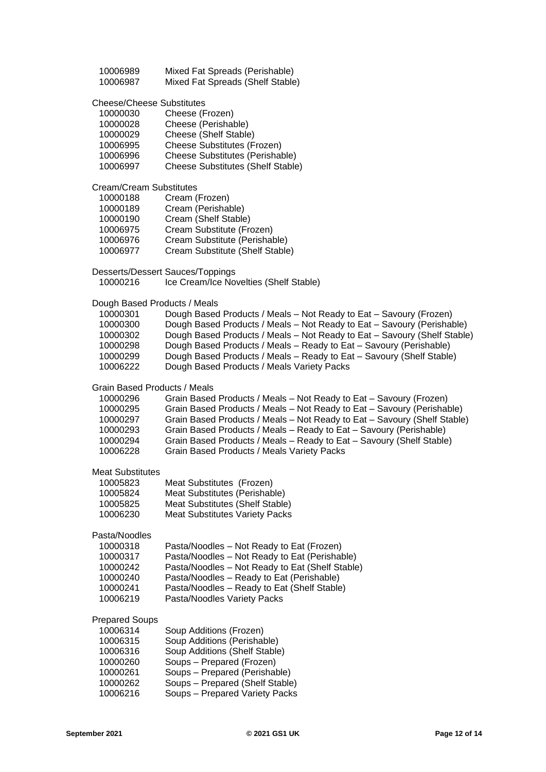| | |
|---|---|
| 10006989 | Mixed Fat Spreads (Perishable) |
| 10006987 | Mixed Fat Spreads (Shelf Stable) |

Cheese/Cheese Substitutes

| | |
|---|---|
| 10000030 | Cheese (Frozen) |
| 10000028 | Cheese (Perishable) |
| 10000029 | Cheese (Shelf Stable) |
| 10006995 | Cheese Substitutes (Frozen) |
| 10006996 | Cheese Substitutes (Perishable) |
| 10006997 | Cheese Substitutes (Shelf Stable) |

Cream/Cream Substitutes

| | |
|---|---|
| 10000188 | Cream (Frozen) |
| 10000189 | Cream (Perishable) |
| 10000190 | Cream (Shelf Stable) |
| 10006975 | Cream Substitute (Frozen) |
| 10006976 | Cream Substitute (Perishable) |
| 10006977 | Cream Substitute (Shelf Stable) |

Desserts/Dessert Sauces/Toppings

| | |
|---|---|
| 10000216 | Ice Cream/Ice Novelties (Shelf Stable) |

Dough Based Products / Meals

| | |
|---|---|
| 10000301 | Dough Based Products / Meals – Not Ready to Eat – Savoury (Frozen) |
| 10000300 | Dough Based Products / Meals – Not Ready to Eat – Savoury (Perishable) |
| 10000302 | Dough Based Products / Meals – Not Ready to Eat – Savoury (Shelf Stable) |
| 10000298 | Dough Based Products / Meals – Ready to Eat – Savoury (Perishable) |
| 10000299 | Dough Based Products / Meals – Ready to Eat – Savoury (Shelf Stable) |
| 10006222 | Dough Based Products / Meals Variety Packs |

Grain Based Products / Meals

| | |
|---|---|
| 10000296 | Grain Based Products / Meals – Not Ready to Eat – Savoury (Frozen) |
| 10000295 | Grain Based Products / Meals – Not Ready to Eat – Savoury (Perishable) |
| 10000297 | Grain Based Products / Meals – Not Ready to Eat – Savoury (Shelf Stable) |
| 10000293 | Grain Based Products / Meals – Ready to Eat – Savoury (Perishable) |
| 10000294 | Grain Based Products / Meals – Ready to Eat – Savoury (Shelf Stable) |
| 10006228 | Grain Based Products / Meals Variety Packs |

Meat Substitutes

| | |
|---|---|
| 10005823 | Meat Substitutes (Frozen) |
| 10005824 | Meat Substitutes (Perishable) |
| 10005825 | Meat Substitutes (Shelf Stable) |
| 10006230 | Meat Substitutes Variety Packs |

Pasta/Noodles

| | |
|---|---|
| 10000318 | Pasta/Noodles – Not Ready to Eat (Frozen) |
| 10000317 | Pasta/Noodles – Not Ready to Eat (Perishable) |
| 10000242 | Pasta/Noodles – Not Ready to Eat (Shelf Stable) |
| 10000240 | Pasta/Noodles – Ready to Eat (Perishable) |
| 10000241 | Pasta/Noodles – Ready to Eat (Shelf Stable) |
| 10006219 | Pasta/Noodles Variety Packs |

Prepared Soups

| | |
|---|---|
| 10006314 | Soup Additions (Frozen) |
| 10006315 | Soup Additions (Perishable) |
| 10006316 | Soup Additions (Shelf Stable) |
| 10000260 | Soups – Prepared (Frozen) |
| 10000261 | Soups – Prepared (Perishable) |
| 10000262 | Soups – Prepared (Shelf Stable) |
| 10006216 | Soups – Prepared Variety Packs |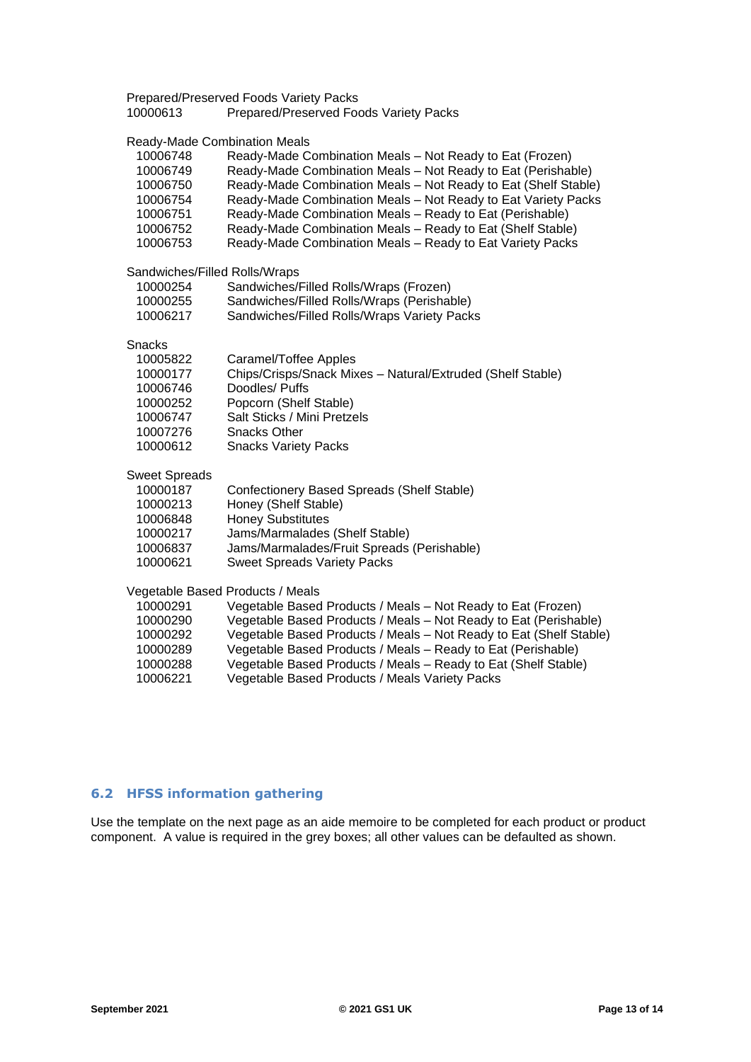Prepared/Preserved Foods Variety Packs

| | |
|---|---|
| 10000613 | Prepared/Preserved Foods Variety Packs |

Ready-Made Combination Meals

| | |
|---|---|
| 10006748 | Ready-Made Combination Meals – Not Ready to Eat (Frozen) |
| 10006749 | Ready-Made Combination Meals – Not Ready to Eat (Perishable) |
| 10006750 | Ready-Made Combination Meals – Not Ready to Eat (Shelf Stable) |
| 10006754 | Ready-Made Combination Meals – Not Ready to Eat Variety Packs |
| 10006751 | Ready-Made Combination Meals – Ready to Eat (Perishable) |
| 10006752 | Ready-Made Combination Meals – Ready to Eat (Shelf Stable) |
| 10006753 | Ready-Made Combination Meals – Ready to Eat Variety Packs |

Sandwiches/Filled Rolls/Wraps

| | |
|---|---|
| 10000254 | Sandwiches/Filled Rolls/Wraps (Frozen) |
| 10000255 | Sandwiches/Filled Rolls/Wraps (Perishable) |
| 10006217 | Sandwiches/Filled Rolls/Wraps Variety Packs |

Snacks

| | |
|---|---|
| 10005822 | Caramel/Toffee Apples |
| 10000177 | Chips/Crisps/Snack Mixes – Natural/Extruded (Shelf Stable) |
| 10006746 | Doodles/ Puffs |
| 10000252 | Popcorn (Shelf Stable) |
| 10006747 | Salt Sticks / Mini Pretzels |
| 10007276 | Snacks Other |
| 10000612 | Snacks Variety Packs |

Sweet Spreads

| | |
|---|---|
| 10000187 | Confectionery Based Spreads (Shelf Stable) |
| 10000213 | Honey (Shelf Stable) |
| 10006848 | Honey Substitutes |
| 10000217 | Jams/Marmalades (Shelf Stable) |
| 10006837 | Jams/Marmalades/Fruit Spreads (Perishable) |
| 10000621 | Sweet Spreads Variety Packs |

Vegetable Based Products / Meals

| | |
|---|---|
| 10000291 | Vegetable Based Products / Meals – Not Ready to Eat (Frozen) |
| 10000290 | Vegetable Based Products / Meals – Not Ready to Eat (Perishable) |
| 10000292 | Vegetable Based Products / Meals – Not Ready to Eat (Shelf Stable) |
| 10000289 | Vegetable Based Products / Meals – Ready to Eat (Perishable) |
| 10000288 | Vegetable Based Products / Meals – Ready to Eat (Shelf Stable) |
| 10006221 | Vegetable Based Products / Meals Variety Packs |

## 6.2 HFSS information gathering

Use the template on the next page as an aide memoire to be completed for each product or product component. A value is required in the grey boxes; all other values can be defaulted as shown.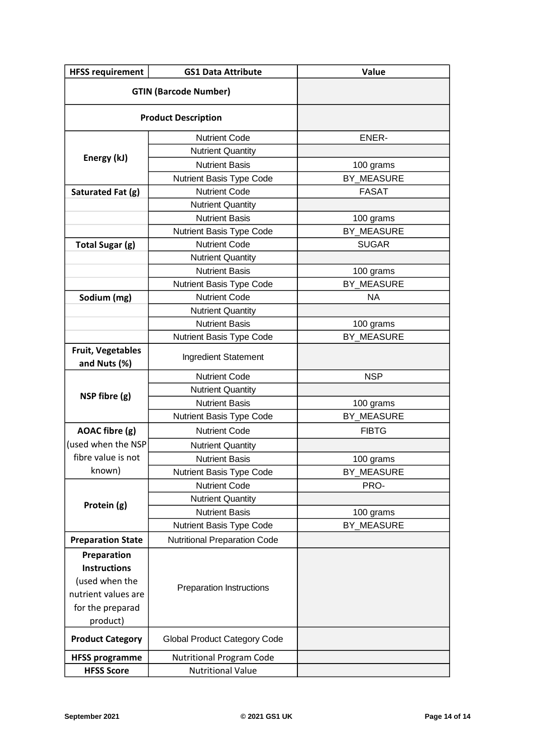| HFSS requirement | GS1 Data Attribute | Value |
|---|---|---|
| **GTIN (Barcode Number)** | | |
| **Product Description** | | |
| **Energy (kJ)** | Nutrient Code | ENER- |
| | Nutrient Quantity | |
| | Nutrient Basis | 100 grams |
| | Nutrient Basis Type Code | BY_MEASURE |
| **Saturated Fat (g)** | Nutrient Code | FASAT |
| | Nutrient Quantity | |
| | Nutrient Basis | 100 grams |
| | Nutrient Basis Type Code | BY_MEASURE |
| **Total Sugar (g)** | Nutrient Code | SUGAR |
| | Nutrient Quantity | |
| | Nutrient Basis | 100 grams |
| | Nutrient Basis Type Code | BY_MEASURE |
| **Sodium (mg)** | Nutrient Code | NA |
| | Nutrient Quantity | |
| | Nutrient Basis | 100 grams |
| | Nutrient Basis Type Code | BY_MEASURE |
| **Fruit, Vegetables and Nuts (%)** | Ingredient Statement | |
| **NSP fibre (g)** | Nutrient Code | NSP |
| | Nutrient Quantity | |
| | Nutrient Basis | 100 grams |
| | Nutrient Basis Type Code | BY_MEASURE |
| **AOAC fibre (g)** (used when the NSP fibre value is not known) | Nutrient Code | FIBTG |
| | Nutrient Quantity | |
| | Nutrient Basis | 100 grams |
| | Nutrient Basis Type Code | BY_MEASURE |
| **Protein (g)** | Nutrient Code | PRO- |
| | Nutrient Quantity | |
| | Nutrient Basis | 100 grams |
| | Nutrient Basis Type Code | BY_MEASURE |
| **Preparation State** | Nutritional Preparation Code | |
| **Preparation Instructions** (used when the nutrient values are for the preparad product) | Preparation Instructions | |
| **Product Category** | Global Product Category Code | |
| **HFSS programme** | Nutritional Program Code | |
| **HFSS Score** | Nutritional Value | |